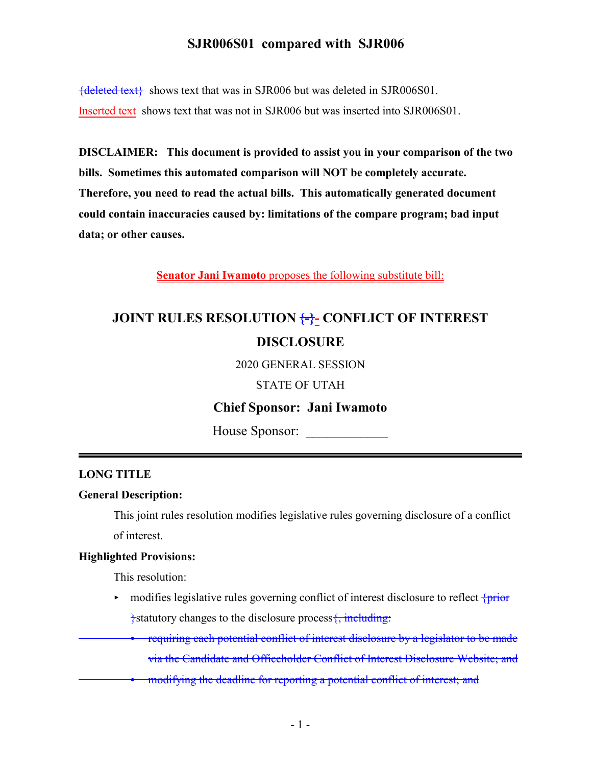# SJR006S01 compared with SJR006

{deleted text} shows text that was in SJR006 but was deleted in SJR006S01.

Inserted text shows text that was not in SJR006 but was inserted into SJR006S01.

**DISCLAIMER: This document is provided to assist you in your comparison of the two bills. Sometimes this automated comparison will NOT be completely accurate. Therefore, you need to read the actual bills. This automatically generated document could contain inaccuracies caused by: limitations of the compare program; bad input data; or other causes.**

**Senator Jani Iwamoto** proposes the following substitute bill:

## JOINT RULES RESOLUTION {-}- CONFLICT OF INTEREST DISCLOSURE

2020 GENERAL SESSION

STATE OF UTAH

**Chief Sponsor: Jani Iwamoto**

House Sponsor: ____________

**LONG TITLE**

**General Description:**

This joint rules resolution modifies legislative rules governing disclosure of a conflict of interest.

**Highlighted Provisions:**

This resolution:

- modifies legislative rules governing conflict of interest disclosure to reflect {prior }statutory changes to the disclosure process{, including:
  - requiring each potential conflict of interest disclosure by a legislator to be made via the Candidate and Officeholder Conflict of Interest Disclosure Website; and
  - modifying the deadline for reporting a potential conflict of interest; and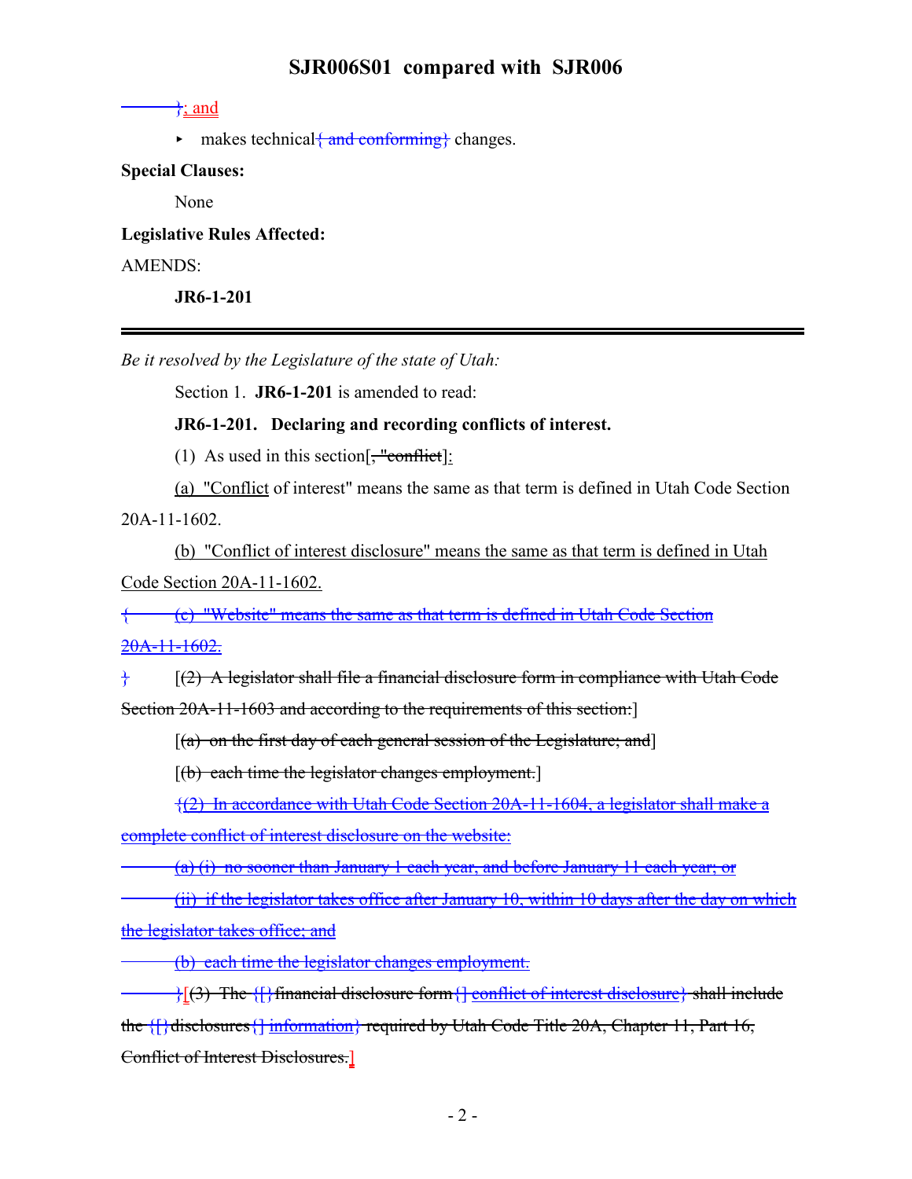}; and

- makes technical{ and conforming} changes.

**Special Clauses:**

None

**Legislative Rules Affected:**

AMENDS:

**JR6-1-201**

---

*Be it resolved by the Legislature of the state of Utah:*

Section 1. **JR6-1-201** is amended to read:

**JR6-1-201. Declaring and recording conflicts of interest.**

(1) As used in this section[, "conflict]:

(a) "Conflict of interest" means the same as that term is defined in Utah Code Section 20A-11-1602.

(b) "Conflict of interest disclosure" means the same as that term is defined in Utah Code Section 20A-11-1602.

{ (c) "Website" means the same as that term is defined in Utah Code Section 20A-11-1602.

} [(2) A legislator shall file a financial disclosure form in compliance with Utah Code Section 20A-11-1603 and according to the requirements of this section:]

[(a) on the first day of each general session of the Legislature; and]

[(b) each time the legislator changes employment.]

{(2) In accordance with Utah Code Section 20A-11-1604, a legislator shall make a complete conflict of interest disclosure on the website:

(a) (i) no sooner than January 1 each year, and before January 11 each year; or

(ii) if the legislator takes office after January 10, within 10 days after the day on which the legislator takes office; and

(b) each time the legislator changes employment.

}[(3) The {[}financial disclosure form{] conflict of interest disclosure} shall include the {[}disclosures{] information} required by Utah Code Title 20A, Chapter 11, Part 16, Conflict of Interest Disclosures.]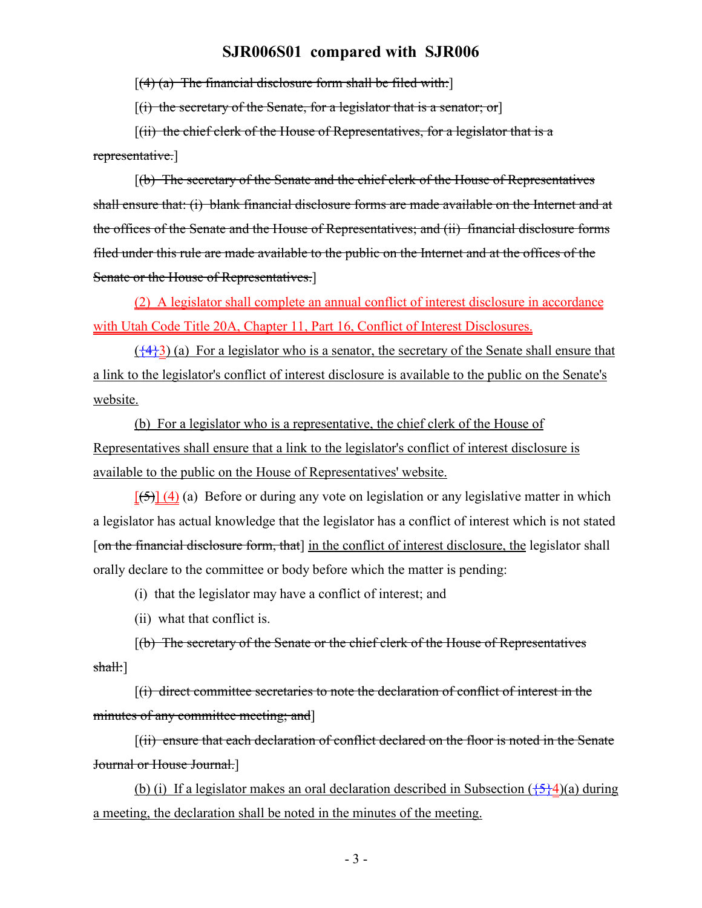[(4) (a) The financial disclosure form shall be filed with:]

[(i) the secretary of the Senate, for a legislator that is a senator; or]

[(ii) the chief clerk of the House of Representatives, for a legislator that is a representative.]

[(b) The secretary of the Senate and the chief clerk of the House of Representatives shall ensure that: (i) blank financial disclosure forms are made available on the Internet and at the offices of the Senate and the House of Representatives; and (ii) financial disclosure forms filed under this rule are made available to the public on the Internet and at the offices of the Senate or the House of Representatives.]

(2) A legislator shall complete an annual conflict of interest disclosure in accordance with Utah Code Title 20A, Chapter 11, Part 16, Conflict of Interest Disclosures.

({4}3) (a) For a legislator who is a senator, the secretary of the Senate shall ensure that a link to the legislator's conflict of interest disclosure is available to the public on the Senate's website.

(b) For a legislator who is a representative, the chief clerk of the House of Representatives shall ensure that a link to the legislator's conflict of interest disclosure is available to the public on the House of Representatives' website.

[(5)] (4) (a) Before or during any vote on legislation or any legislative matter in which a legislator has actual knowledge that the legislator has a conflict of interest which is not stated [on the financial disclosure form, that] in the conflict of interest disclosure, the legislator shall orally declare to the committee or body before which the matter is pending:

(i) that the legislator may have a conflict of interest; and

(ii) what that conflict is.

[(b) The secretary of the Senate or the chief clerk of the House of Representatives shall:]

[(i) direct committee secretaries to note the declaration of conflict of interest in the minutes of any committee meeting; and]

[(ii) ensure that each declaration of conflict declared on the floor is noted in the Senate Journal or House Journal.]

(b) (i) If a legislator makes an oral declaration described in Subsection ({5}4)(a) during a meeting, the declaration shall be noted in the minutes of the meeting.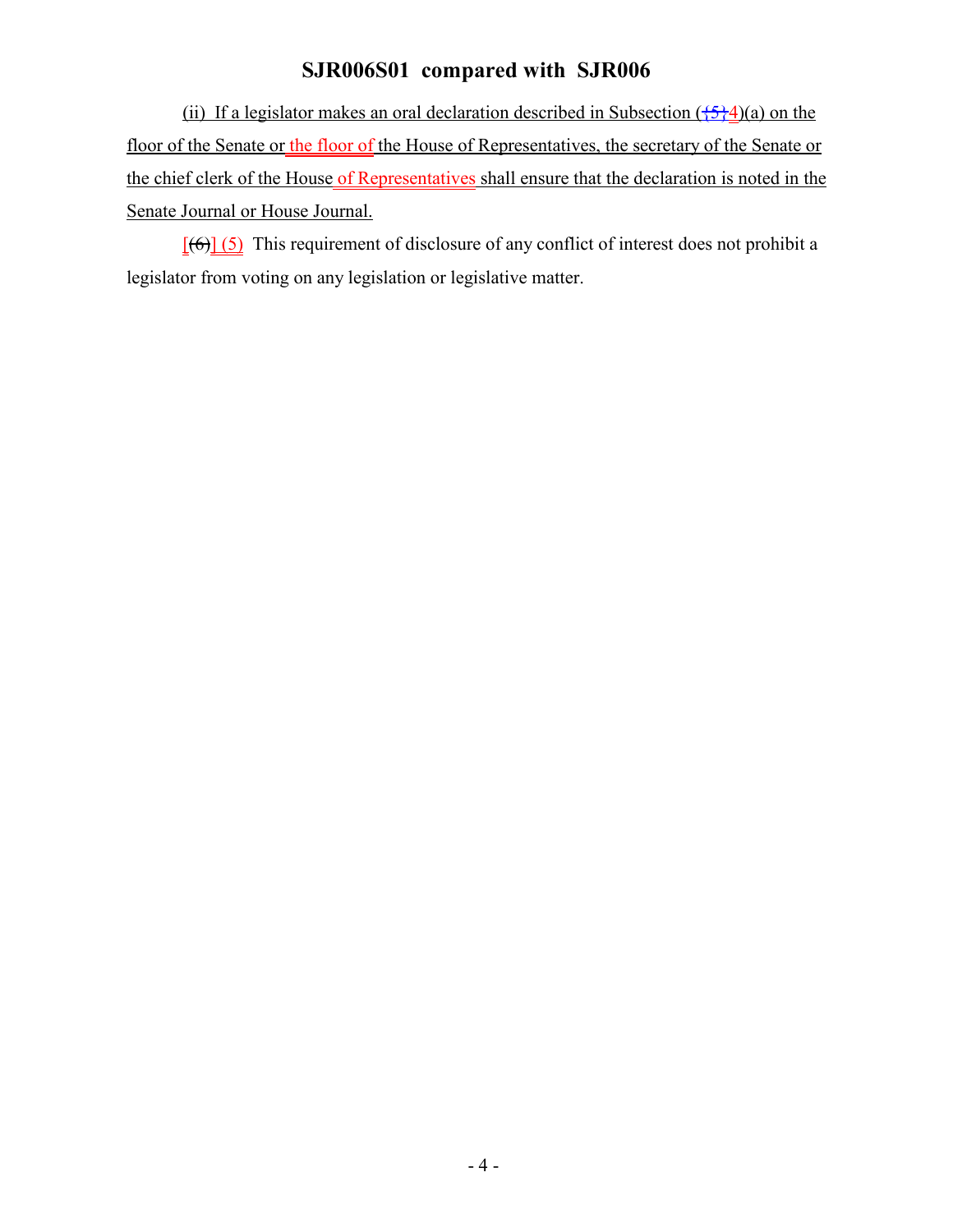# SJR006S01 compared with SJR006

(ii) If a legislator makes an oral declaration described in Subsection ({5}4)(a) on the floor of the Senate or the floor of the House of Representatives, the secretary of the Senate or the chief clerk of the House of Representatives shall ensure that the declaration is noted in the Senate Journal or House Journal.

[(6)] (5) This requirement of disclosure of any conflict of interest does not prohibit a legislator from voting on any legislation or legislative matter.